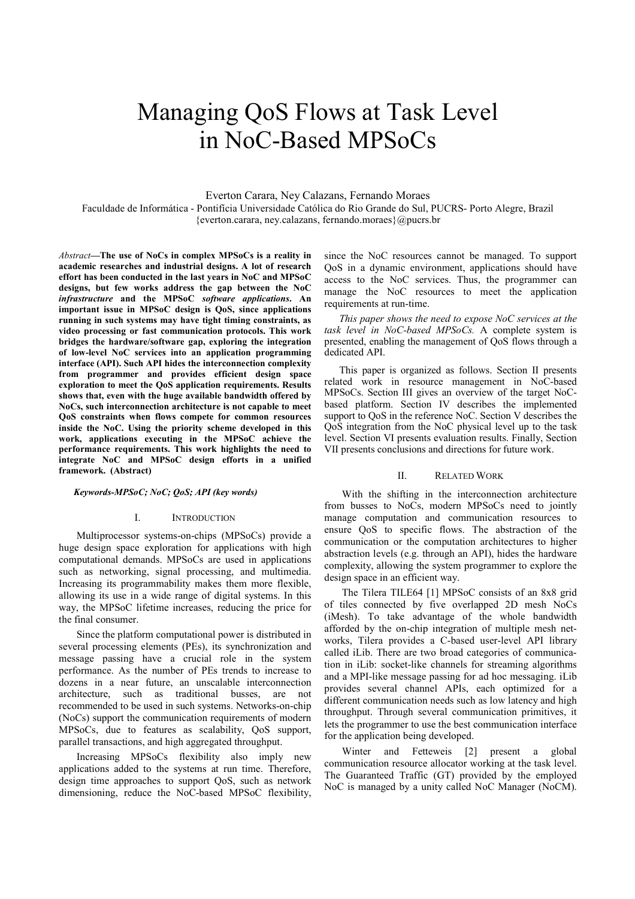# Managing QoS Flows at Task Level in NoC-Based MPSoCs

Everton Carara, Ney Calazans, Fernando Moraes

Faculdade de Informática - Pontifícia Universidade Católica do Rio Grande do Sul, PUCRS- Porto Alegre, Brazil

{everton.carara, ney.calazans, fernando.moraes}@pucrs.br

*Abstract*—**The use of NoCs in complex MPSoCs is a reality in academic researches and industrial designs. A lot of research effort has been conducted in the last years in NoC and MPSoC designs, but few works address the gap between the NoC *infrastructure* and the MPSoC *software applications*. An important issue in MPSoC design is QoS, since applications running in such systems may have tight timing constraints, as video processing or fast communication protocols. This work bridges the hardware/software gap, exploring the integration of low-level NoC services into an application programming interface (API). Such API hides the interconnection complexity from programmer and provides efficient design space exploration to meet the QoS application requirements. Results shows that, even with the huge available bandwidth offered by NoCs, such interconnection architecture is not capable to meet QoS constraints when flows compete for common resources inside the NoC. Using the priority scheme developed in this work, applications executing in the MPSoC achieve the performance requirements. This work highlights the need to integrate NoC and MPSoC design efforts in a unified framework. (Abstract)**

***Keywords-MPSoC; NoC; QoS; API (key words)***

## I. Introduction

Multiprocessor systems-on-chips (MPSoCs) provide a huge design space exploration for applications with high computational demands. MPSoCs are used in applications such as networking, signal processing, and multimedia. Increasing its programmability makes them more flexible, allowing its use in a wide range of digital systems. In this way, the MPSoC lifetime increases, reducing the price for the final consumer.

Since the platform computational power is distributed in several processing elements (PEs), its synchronization and message passing have a crucial role in the system performance. As the number of PEs trends to increase to dozens in a near future, an unscalable interconnection architecture, such as traditional busses, are not recommended to be used in such systems. Networks-on-chip (NoCs) support the communication requirements of modern MPSoCs, due to features as scalability, QoS support, parallel transactions, and high aggregated throughput.

Increasing MPSoCs flexibility also imply new applications added to the systems at run time. Therefore, design time approaches to support QoS, such as network dimensioning, reduce the NoC-based MPSoC flexibility, since the NoC resources cannot be managed. To support QoS in a dynamic environment, applications should have access to the NoC services. Thus, the programmer can manage the NoC resources to meet the application requirements at run-time.

*This paper shows the need to expose NoC services at the task level in NoC-based MPSoCs.* A complete system is presented, enabling the management of QoS flows through a dedicated API.

This paper is organized as follows. Section II presents related work in resource management in NoC-based MPSoCs. Section III gives an overview of the target NoC-based platform. Section IV describes the implemented support to QoS in the reference NoC. Section V describes the QoS integration from the NoC physical level up to the task level. Section VI presents evaluation results. Finally, Section VII presents conclusions and directions for future work.

## II. Related Work

With the shifting in the interconnection architecture from busses to NoCs, modern MPSoCs need to jointly manage computation and communication resources to ensure QoS to specific flows. The abstraction of the communication or the computation architectures to higher abstraction levels (e.g. through an API), hides the hardware complexity, allowing the system programmer to explore the design space in an efficient way.

The Tilera TILE64 [1] MPSoC consists of an 8x8 grid of tiles connected by five overlapped 2D mesh NoCs (iMesh). To take advantage of the whole bandwidth afforded by the on-chip integration of multiple mesh networks, Tilera provides a C-based user-level API library called iLib. There are two broad categories of communication in iLib: socket-like channels for streaming algorithms and a MPI-like message passing for ad hoc messaging. iLib provides several channel APIs, each optimized for a different communication needs such as low latency and high throughput. Through several communication primitives, it lets the programmer to use the best communication interface for the application being developed.

Winter and Fetteweis [2] present a global communication resource allocator working at the task level. The Guaranteed Traffic (GT) provided by the employed NoC is managed by a unity called NoC Manager (NoCM).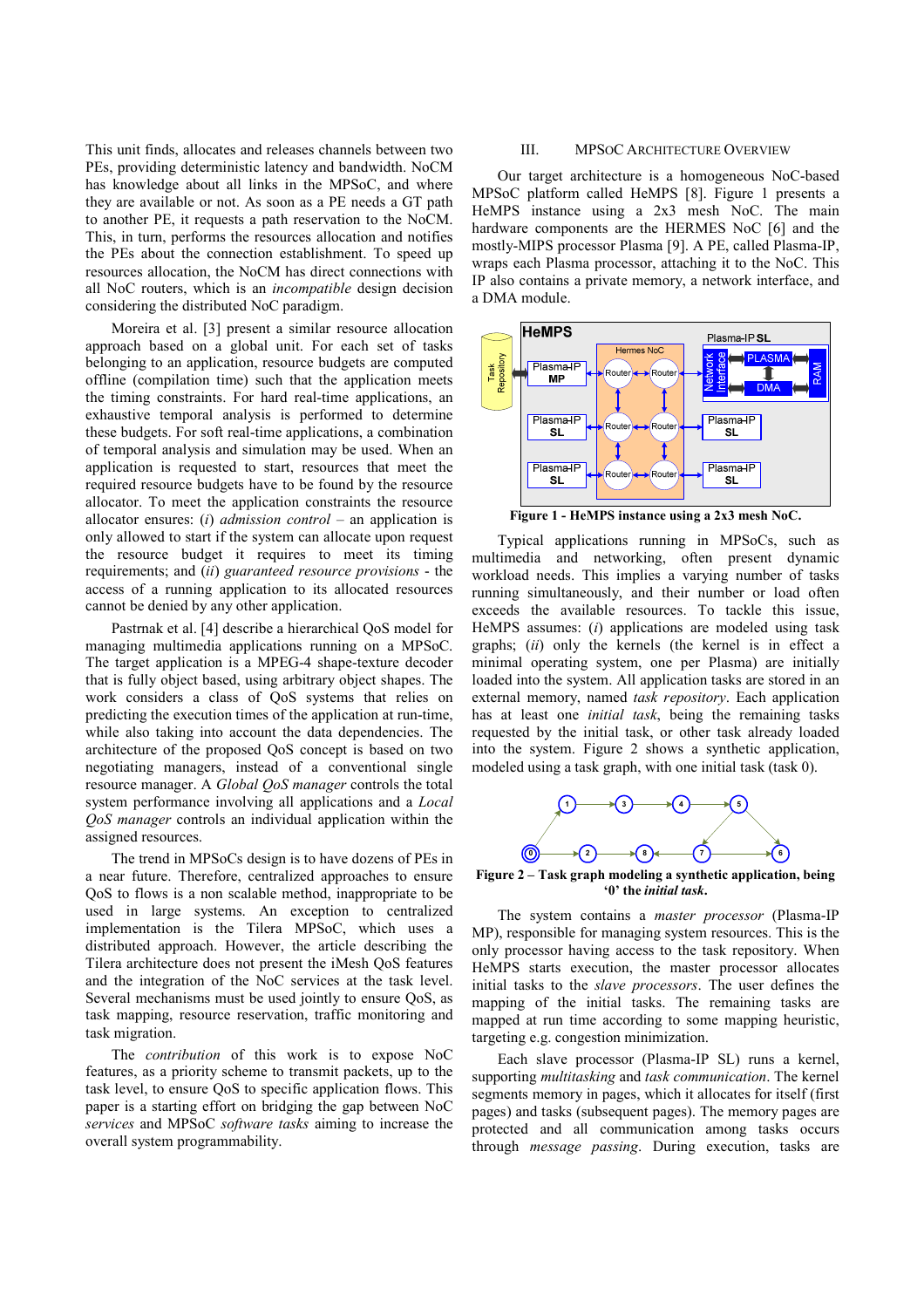This unit finds, allocates and releases channels between two PEs, providing deterministic latency and bandwidth. NoCM has knowledge about all links in the MPSoC, and where they are available or not. As soon as a PE needs a GT path to another PE, it requests a path reservation to the NoCM. This, in turn, performs the resources allocation and notifies the PEs about the connection establishment. To speed up resources allocation, the NoCM has direct connections with all NoC routers, which is an *incompatible* design decision considering the distributed NoC paradigm.

Moreira et al. [3] present a similar resource allocation approach based on a global unit. For each set of tasks belonging to an application, resource budgets are computed offline (compilation time) such that the application meets the timing constraints. For hard real-time applications, an exhaustive temporal analysis is performed to determine these budgets. For soft real-time applications, a combination of temporal analysis and simulation may be used. When an application is requested to start, resources that meet the required resource budgets have to be found by the resource allocator. To meet the application constraints the resource allocator ensures: (*i*) *admission control* – an application is only allowed to start if the system can allocate upon request the resource budget it requires to meet its timing requirements; and (*ii*) *guaranteed resource provisions* - the access of a running application to its allocated resources cannot be denied by any other application.

Pastrnak et al. [4] describe a hierarchical QoS model for managing multimedia applications running on a MPSoC. The target application is a MPEG-4 shape-texture decoder that is fully object based, using arbitrary object shapes. The work considers a class of QoS systems that relies on predicting the execution times of the application at run-time, while also taking into account the data dependencies. The architecture of the proposed QoS concept is based on two negotiating managers, instead of a conventional single resource manager. A *Global QoS manager* controls the total system performance involving all applications and a *Local QoS manager* controls an individual application within the assigned resources.

The trend in MPSoCs design is to have dozens of PEs in a near future. Therefore, centralized approaches to ensure QoS to flows is a non scalable method, inappropriate to be used in large systems. An exception to centralized implementation is the Tilera MPSoC, which uses a distributed approach. However, the article describing the Tilera architecture does not present the iMesh QoS features and the integration of the NoC services at the task level. Several mechanisms must be used jointly to ensure QoS, as task mapping, resource reservation, traffic monitoring and task migration.

The *contribution* of this work is to expose NoC features, as a priority scheme to transmit packets, up to the task level, to ensure QoS to specific application flows. This paper is a starting effort on bridging the gap between NoC *services* and MPSoC *software tasks* aiming to increase the overall system programmability.

## III. MPSoC Architecture Overview

Our target architecture is a homogeneous NoC-based MPSoC platform called HeMPS [8]. Figure 1 presents a HeMPS instance using a 2x3 mesh NoC. The main hardware components are the HERMES NoC [6] and the mostly-MIPS processor Plasma [9]. A PE, called Plasma-IP, wraps each Plasma processor, attaching it to the NoC. This IP also contains a private memory, a network interface, and a DMA module.

HeMPS
Task Repository
Hermes NoC
Plasma-IP MP
Plasma-IP SL
Plasma-IP SL
Router Router
Router Router
Router Router
Plasma-IP SL
Network Interface
PLASMA
DMA
RAM
Plasma-IP SL
Plasma-IP SL

**Figure 1 - HeMPS instance using a 2x3 mesh NoC.**

Typical applications running in MPSoCs, such as multimedia and networking, often present dynamic workload needs. This implies a varying number of tasks running simultaneously, and their number or load often exceeds the available resources. To tackle this issue, HeMPS assumes: (*i*) applications are modeled using task graphs; (*ii*) only the kernels (the kernel is in effect a minimal operating system, one per Plasma) are initially loaded into the system. All application tasks are stored in an external memory, named *task repository*. Each application has at least one *initial task*, being the remaining tasks requested by the initial task, or other task already loaded into the system. Figure 2 shows a synthetic application, modeled using a task graph, with one initial task (task 0).

1 3 4 5
0 2 8 7 6

**Figure 2 – Task graph modeling a synthetic application, being '0' the *initial task*.**

The system contains a *master processor* (Plasma-IP MP), responsible for managing system resources. This is the only processor having access to the task repository. When HeMPS starts execution, the master processor allocates initial tasks to the *slave processors*. The user defines the mapping of the initial tasks. The remaining tasks are mapped at run time according to some mapping heuristic, targeting e.g. congestion minimization.

Each slave processor (Plasma-IP SL) runs a kernel, supporting *multitasking* and *task communication*. The kernel segments memory in pages, which it allocates for itself (first pages) and tasks (subsequent pages). The memory pages are protected and all communication among tasks occurs through *message passing*. During execution, tasks are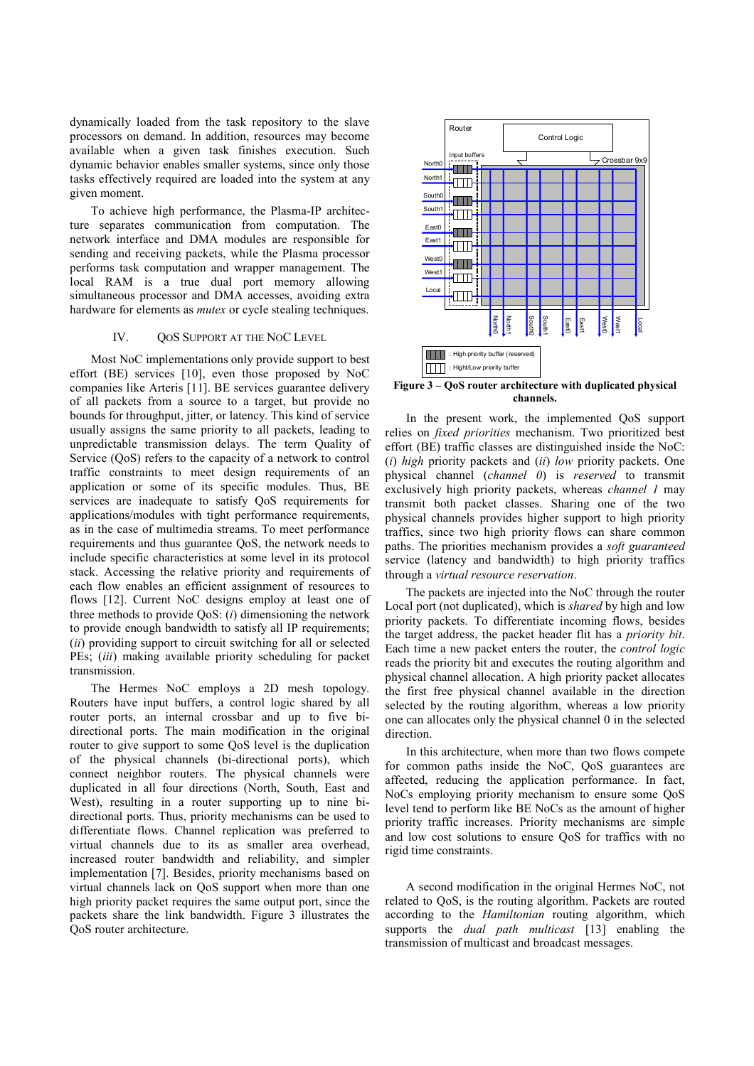dynamically loaded from the task repository to the slave processors on demand. In addition, resources may become available when a given task finishes execution. Such dynamic behavior enables smaller systems, since only those tasks effectively required are loaded into the system at any given moment.

To achieve high performance, the Plasma-IP architecture separates communication from computation. The network interface and DMA modules are responsible for sending and receiving packets, while the Plasma processor performs task computation and wrapper management. The local RAM is a true dual port memory allowing simultaneous processor and DMA accesses, avoiding extra hardware for elements as *mutex* or cycle stealing techniques.

## IV. QoS Support at the NoC Level

Most NoC implementations only provide support to best effort (BE) services [10], even those proposed by NoC companies like Arteris [11]. BE services guarantee delivery of all packets from a source to a target, but provide no bounds for throughput, jitter, or latency. This kind of service usually assigns the same priority to all packets, leading to unpredictable transmission delays. The term Quality of Service (QoS) refers to the capacity of a network to control traffic constraints to meet design requirements of an application or some of its specific modules. Thus, BE services are inadequate to satisfy QoS requirements for applications/modules with tight performance requirements, as in the case of multimedia streams. To meet performance requirements and thus guarantee QoS, the network needs to include specific characteristics at some level in its protocol stack. Accessing the relative priority and requirements of each flow enables an efficient assignment of resources to flows [12]. Current NoC designs employ at least one of three methods to provide QoS: (*i*) dimensioning the network to provide enough bandwidth to satisfy all IP requirements; (*ii*) providing support to circuit switching for all or selected PEs; (*iii*) making available priority scheduling for packet transmission.

The Hermes NoC employs a 2D mesh topology. Routers have input buffers, a control logic shared by all router ports, an internal crossbar and up to five bi-directional ports. The main modification in the original router to give support to some QoS level is the duplication of the physical channels (bi-directional ports), which connect neighbor routers. The physical channels were duplicated in all four directions (North, South, East and West), resulting in a router supporting up to nine bi-directional ports. Thus, priority mechanisms can be used to differentiate flows. Channel replication was preferred to virtual channels due to its as smaller area overhead, increased router bandwidth and reliability, and simpler implementation [7]. Besides, priority mechanisms based on virtual channels lack on QoS support when more than one high priority packet requires the same output port, since the packets share the link bandwidth. Figure 3 illustrates the QoS router architecture.

Router
Control Logic
Input buffers
Crossbar 9x9
North0
North1
South0
South1
East0
East1
West0
West1
Local
North0 North1 South0 South1 East0 East1 West0 West1 Local
: High priority buffer (reserved)
: Hight/Low priority buffer

**Figure 3 – QoS router architecture with duplicated physical channels.**

In the present work, the implemented QoS support relies on *fixed priorities* mechanism. Two prioritized best effort (BE) traffic classes are distinguished inside the NoC: (*i*) *high* priority packets and (*ii*) *low* priority packets. One physical channel (*channel 0*) is *reserved* to transmit exclusively high priority packets, whereas *channel 1* may transmit both packet classes. Sharing one of the two physical channels provides higher support to high priority traffics, since two high priority flows can share common paths. The priorities mechanism provides a *soft guaranteed* service (latency and bandwidth) to high priority traffics through a *virtual resource reservation*.

The packets are injected into the NoC through the router Local port (not duplicated), which is *shared* by high and low priority packets. To differentiate incoming flows, besides the target address, the packet header flit has a *priority bit*. Each time a new packet enters the router, the *control logic* reads the priority bit and executes the routing algorithm and physical channel allocation. A high priority packet allocates the first free physical channel available in the direction selected by the routing algorithm, whereas a low priority one can allocates only the physical channel 0 in the selected direction.

In this architecture, when more than two flows compete for common paths inside the NoC, QoS guarantees are affected, reducing the application performance. In fact, NoCs employing priority mechanism to ensure some QoS level tend to perform like BE NoCs as the amount of higher priority traffic increases. Priority mechanisms are simple and low cost solutions to ensure QoS for traffics with no rigid time constraints.

A second modification in the original Hermes NoC, not related to QoS, is the routing algorithm. Packets are routed according to the *Hamiltonian* routing algorithm, which supports the *dual path multicast* [13] enabling the transmission of multicast and broadcast messages.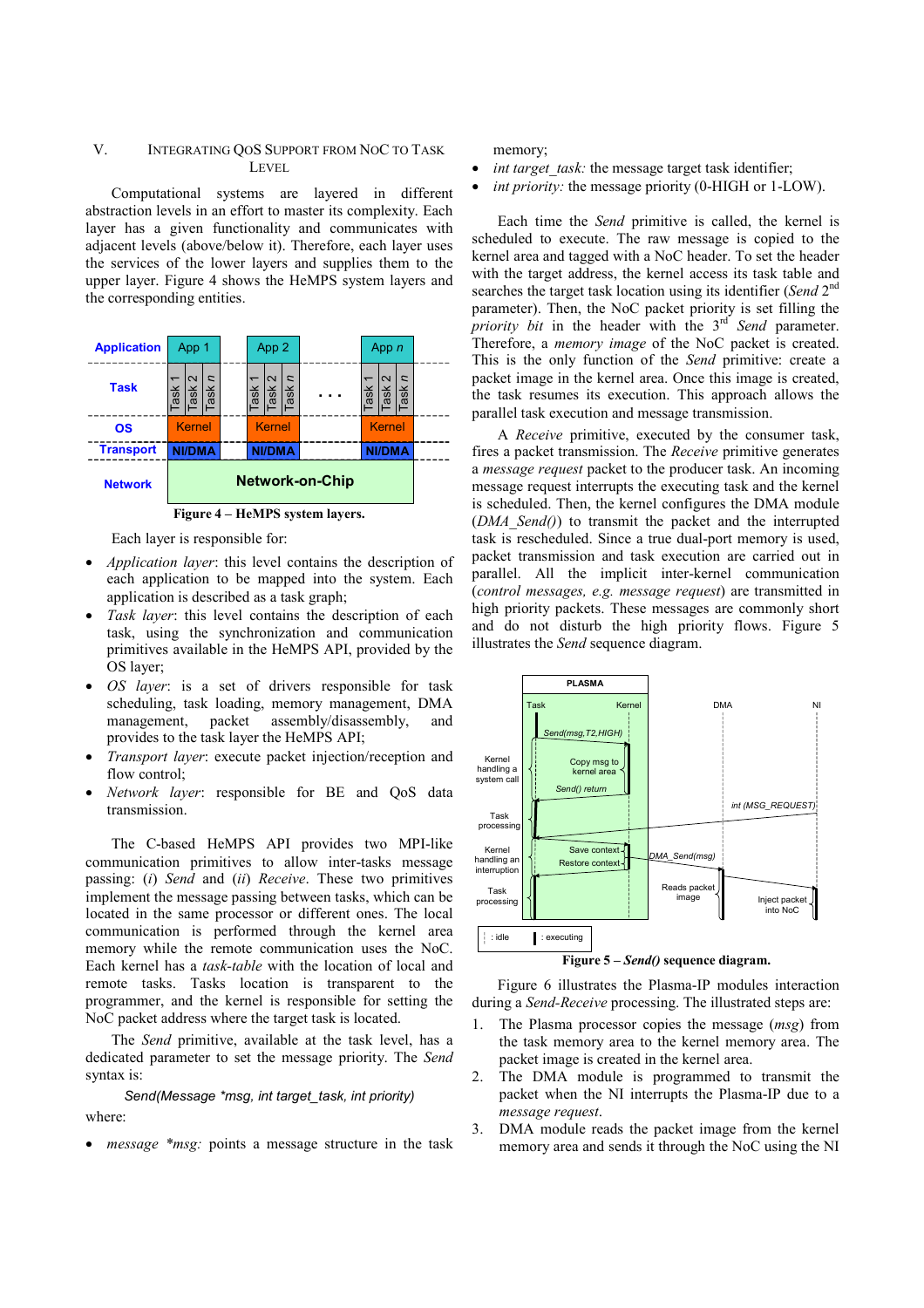## V. Integrating QoS Support from NoC to Task Level

Computational systems are layered in different abstraction levels in an effort to master its complexity. Each layer has a given functionality and communicates with adjacent levels (above/below it). Therefore, each layer uses the services of the lower layers and supplies them to the upper layer. Figure 4 shows the HeMPS system layers and the corresponding entities.

Application
Task
OS
Transport
Network
App 1
App 2
App *n*
Task 1 Task 2 Task *n*
Kernel
NI/DMA
Network-on-Chip

**Figure 4 – HeMPS system layers.**

Each layer is responsible for:

- *Application layer*: this level contains the description of each application to be mapped into the system. Each application is described as a task graph;
- *Task layer*: this level contains the description of each task, using the synchronization and communication primitives available in the HeMPS API, provided by the OS layer;
- *OS layer*: is a set of drivers responsible for task scheduling, task loading, memory management, DMA management, packet assembly/disassembly, and provides to the task layer the HeMPS API;
- *Transport layer*: execute packet injection/reception and flow control;
- *Network layer*: responsible for BE and QoS data transmission.

The C-based HeMPS API provides two MPI-like communication primitives to allow inter-tasks message passing: (*i*) *Send* and (*ii*) *Receive*. These two primitives implement the message passing between tasks, which can be located in the same processor or different ones. The local communication is performed through the kernel area memory while the remote communication uses the NoC. Each kernel has a *task-table* with the location of local and remote tasks. Tasks location is transparent to the programmer, and the kernel is responsible for setting the NoC packet address where the target task is located.

The *Send* primitive, available at the task level, has a dedicated parameter to set the message priority. The *Send* syntax is:

*Send(Message \*msg, int target_task, int priority)*

where:

- *message \*msg:* points a message structure in the task memory;
- *int target_task:* the message target task identifier;
- *int priority:* the message priority (0-HIGH or 1-LOW).

Each time the *Send* primitive is called, the kernel is scheduled to execute. The raw message is copied to the kernel area and tagged with a NoC header. To set the header with the target address, the kernel access its task table and searches the target task location using its identifier (*Send* 2nd parameter). Then, the NoC packet priority is set filling the *priority bit* in the header with the 3rd *Send* parameter. Therefore, a *memory image* of the NoC packet is created. This is the only function of the *Send* primitive: create a packet image in the kernel area. Once this image is created, the task resumes its execution. This approach allows the parallel task execution and message transmission.

A *Receive* primitive, executed by the consumer task, fires a packet transmission. The *Receive* primitive generates a *message request* packet to the producer task. An incoming message request interrupts the executing task and the kernel is scheduled. Then, the kernel configures the DMA module (*DMA_Send()*) to transmit the packet and the interrupted task is rescheduled. Since a true dual-port memory is used, packet transmission and task execution are carried out in parallel. All the implicit inter-kernel communication (*control messages, e.g. message request*) are transmitted in high priority packets. These messages are commonly short and do not disturb the high priority flows. Figure 5 illustrates the *Send* sequence diagram.

PLASMA
Task
Kernel
DMA
NI
Send(msg,T2,HIGH)
Kernel handling a system call
Copy msg to kernel area
Send() return
int (MSG_REQUEST)
Task processing
Kernel handling an interruption
Save context
Restore context
DMA_Send(msg)
Task processing
Reads packet image
Inject packet into NoC
: idle
: executing

**Figure 5 – *Send()* sequence diagram.**

Figure 6 illustrates the Plasma-IP modules interaction during a *Send-Receive* processing. The illustrated steps are:

1. The Plasma processor copies the message (*msg*) from the task memory area to the kernel memory area. The packet image is created in the kernel area.
2. The DMA module is programmed to transmit the packet when the NI interrupts the Plasma-IP due to a *message request*.
3. DMA module reads the packet image from the kernel memory area and sends it through the NoC using the NI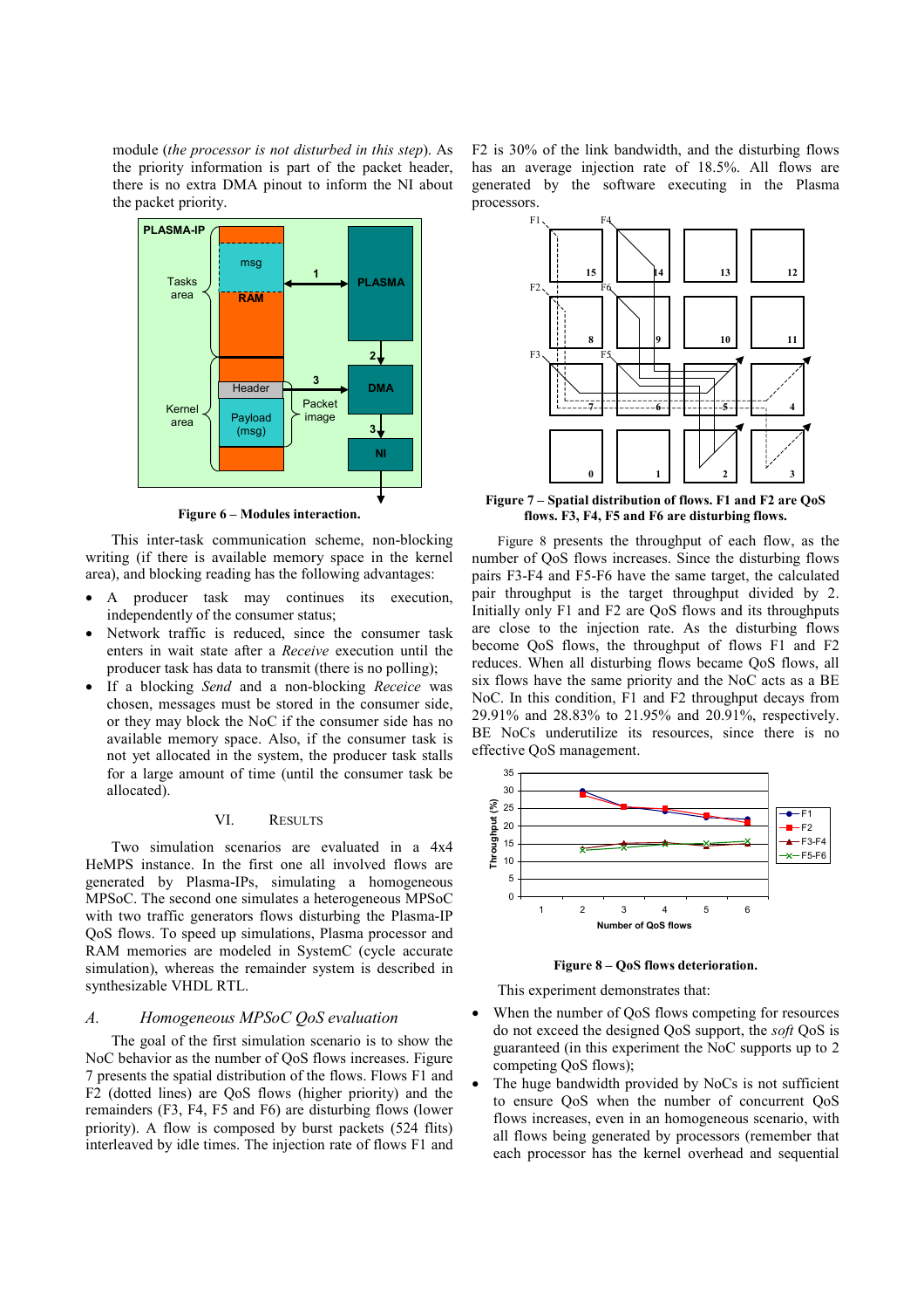module (*the processor is not disturbed in this step*). As the priority information is part of the packet header, there is no extra DMA pinout to inform the NI about the packet priority.

Figure 6 – Modules interaction.

This inter-task communication scheme, non-blocking writing (if there is available memory space in the kernel area), and blocking reading has the following advantages:

- A producer task may continues its execution, independently of the consumer status;
- Network traffic is reduced, since the consumer task enters in wait state after a *Receive* execution until the producer task has data to transmit (there is no polling);
- If a blocking *Send* and a non-blocking *Receice* was chosen, messages must be stored in the consumer side, or they may block the NoC if the consumer side has no available memory space. Also, if the consumer task is not yet allocated in the system, the producer task stalls for a large amount of time (until the consumer task be allocated).

## VI. RESULTS

Two simulation scenarios are evaluated in a 4x4 HeMPS instance. In the first one all involved flows are generated by Plasma-IPs, simulating a homogeneous MPSoC. The second one simulates a heterogeneous MPSoC with two traffic generators flows disturbing the Plasma-IP QoS flows. To speed up simulations, Plasma processor and RAM memories are modeled in SystemC (cycle accurate simulation), whereas the remainder system is described in synthesizable VHDL RTL.

### *A. Homogeneous MPSoC QoS evaluation*

The goal of the first simulation scenario is to show the NoC behavior as the number of QoS flows increases. Figure 7 presents the spatial distribution of the flows. Flows F1 and F2 (dotted lines) are QoS flows (higher priority) and the remainders (F3, F4, F5 and F6) are disturbing flows (lower priority). A flow is composed by burst packets (524 flits) interleaved by idle times. The injection rate of flows F1 and F2 is 30% of the link bandwidth, and the disturbing flows has an average injection rate of 18.5%. All flows are generated by the software executing in the Plasma processors.

Figure 7 – Spatial distribution of flows. F1 and F2 are QoS flows. F3, F4, F5 and F6 are disturbing flows.

Figure 8 presents the throughput of each flow, as the number of QoS flows increases. Since the disturbing flows pairs F3-F4 and F5-F6 have the same target, the calculated pair throughput is the target throughput divided by 2. Initially only F1 and F2 are QoS flows and its throughputs are close to the injection rate. As the disturbing flows become QoS flows, the throughput of flows F1 and F2 reduces. When all disturbing flows became QoS flows, all six flows have the same priority and the NoC acts as a BE NoC. In this condition, F1 and F2 throughput decays from 29.91% and 28.83% to 21.95% and 20.91%, respectively. BE NoCs underutilize its resources, since there is no effective QoS management.

Figure 8 – QoS flows deterioration.

This experiment demonstrates that:

- When the number of QoS flows competing for resources do not exceed the designed QoS support, the *soft* QoS is guaranteed (in this experiment the NoC supports up to 2 competing QoS flows);
- The huge bandwidth provided by NoCs is not sufficient to ensure QoS when the number of concurrent QoS flows increases, even in an homogeneous scenario, with all flows being generated by processors (remember that each processor has the kernel overhead and sequential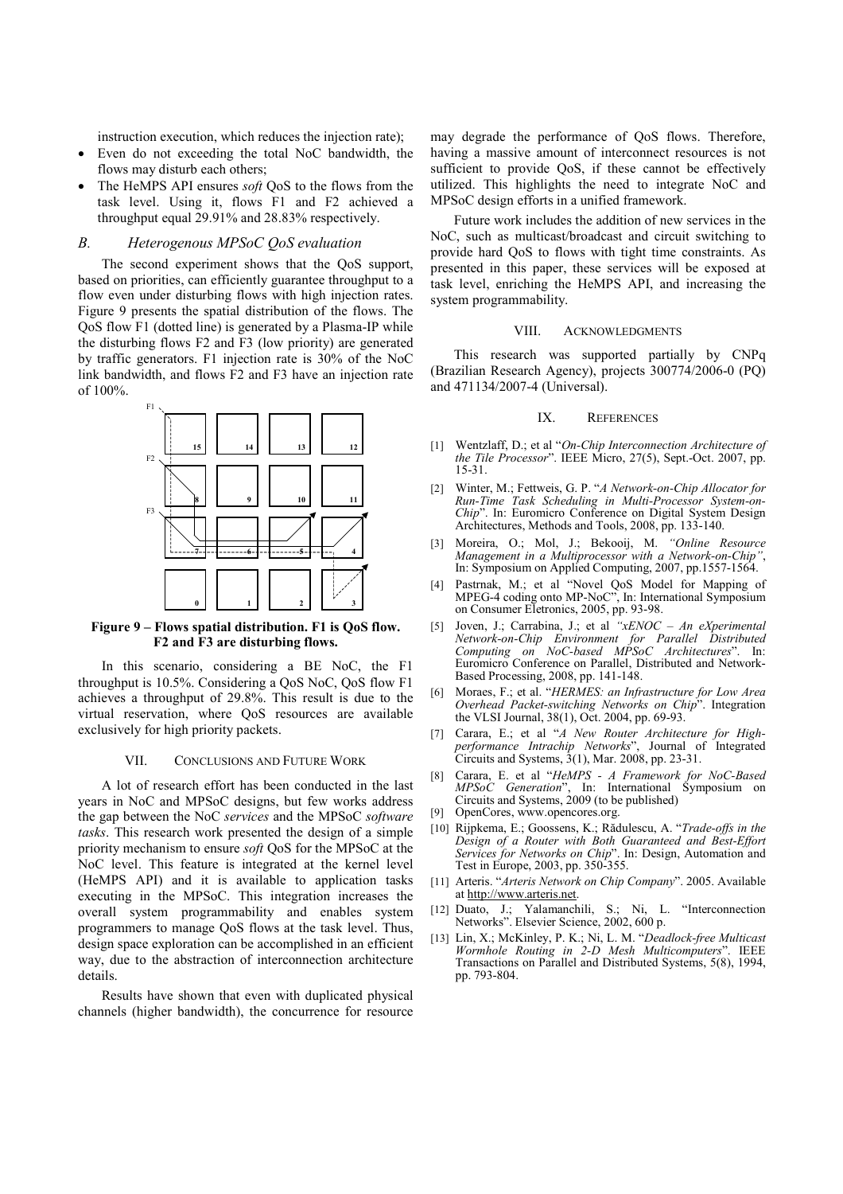instruction execution, which reduces the injection rate);

- Even do not exceeding the total NoC bandwidth, the flows may disturb each others;
- The HeMPS API ensures *soft* QoS to the flows from the task level. Using it, flows F1 and F2 achieved a throughput equal 29.91% and 28.83% respectively.

### *B. Heterogenous MPSoC QoS evaluation*

The second experiment shows that the QoS support, based on priorities, can efficiently guarantee throughput to a flow even under disturbing flows with high injection rates. Figure 9 presents the spatial distribution of the flows. The QoS flow F1 (dotted line) is generated by a Plasma-IP while the disturbing flows F2 and F3 (low priority) are generated by traffic generators. F1 injection rate is 30% of the NoC link bandwidth, and flows F2 and F3 have an injection rate of 100%.

F1
F2
F3
15 14 13 12
8 9 10 11
7 6 5 4
0 1 2 3

**Figure 9 – Flows spatial distribution. F1 is QoS flow. F2 and F3 are disturbing flows.**

In this scenario, considering a BE NoC, the F1 throughput is 10.5%. Considering a QoS NoC, QoS flow F1 achieves a throughput of 29.8%. This result is due to the virtual reservation, where QoS resources are available exclusively for high priority packets.

## VII. CONCLUSIONS AND FUTURE WORK

A lot of research effort has been conducted in the last years in NoC and MPSoC designs, but few works address the gap between the NoC *services* and the MPSoC *software tasks*. This research work presented the design of a simple priority mechanism to ensure *soft* QoS for the MPSoC at the NoC level. This feature is integrated at the kernel level (HeMPS API) and it is available to application tasks executing in the MPSoC. This integration increases the overall system programmability and enables system programmers to manage QoS flows at the task level. Thus, design space exploration can be accomplished in an efficient way, due to the abstraction of interconnection architecture details.

Results have shown that even with duplicated physical channels (higher bandwidth), the concurrence for resource may degrade the performance of QoS flows. Therefore, having a massive amount of interconnect resources is not sufficient to provide QoS, if these cannot be effectively utilized. This highlights the need to integrate NoC and MPSoC design efforts in a unified framework.

Future work includes the addition of new services in the NoC, such as multicast/broadcast and circuit switching to provide hard QoS to flows with tight time constraints. As presented in this paper, these services will be exposed at task level, enriching the HeMPS API, and increasing the system programmability.

## VIII. ACKNOWLEDGMENTS

This research was supported partially by CNPq (Brazilian Research Agency), projects 300774/2006-0 (PQ) and 471134/2007-4 (Universal).

## IX. REFERENCES

[1] Wentzlaff, D.; et al "*On-Chip Interconnection Architecture of the Tile Processor*". IEEE Micro, 27(5), Sept.-Oct. 2007, pp. 15-31.

[2] Winter, M.; Fettweis, G. P. "*A Network-on-Chip Allocator for Run-Time Task Scheduling in Multi-Processor System-on-Chip*". In: Euromicro Conference on Digital System Design Architectures, Methods and Tools, 2008, pp. 133-140.

[3] Moreira, O.; Mol, J.; Bekooij, M. *"Online Resource Management in a Multiprocessor with a Network-on-Chip"*, In: Symposium on Applied Computing, 2007, pp.1557-1564.

[4] Pastrnak, M.; et al "Novel QoS Model for Mapping of MPEG-4 coding onto MP-NoC", In: International Symposium on Consumer Eletronics, 2005, pp. 93-98.

[5] Joven, J.; Carrabina, J.; et al *"xENOC – An eXperimental Network-on-Chip Environment for Parallel Distributed Computing on NoC-based MPSoC Architectures*". In: Euromicro Conference on Parallel, Distributed and Network-Based Processing, 2008, pp. 141-148.

[6] Moraes, F.; et al. "*HERMES: an Infrastructure for Low Area Overhead Packet-switching Networks on Chip*". Integration the VLSI Journal, 38(1), Oct. 2004, pp. 69-93.

[7] Carara, E.; et al "*A New Router Architecture for High-performance Intrachip Networks*", Journal of Integrated Circuits and Systems, 3(1), Mar. 2008, pp. 23-31.

[8] Carara, E. et al "*HeMPS - A Framework for NoC-Based MPSoC Generation*", In: International Symposium on Circuits and Systems, 2009 (to be published)

[9] OpenCores, www.opencores.org.

[10] Rijpkema, E.; Goossens, K.; Rădulescu, A. "*Trade-offs in the Design of a Router with Both Guaranteed and Best-Effort Services for Networks on Chip*". In: Design, Automation and Test in Europe, 2003, pp. 350-355.

[11] Arteris. "*Arteris Network on Chip Company*". 2005. Available at http://www.arteris.net.

[12] Duato, J.; Yalamanchili, S.; Ni, L. "Interconnection Networks". Elsevier Science, 2002, 600 p.

[13] Lin, X.; McKinley, P. K.; Ni, L. M. "*Deadlock-free Multicast Wormhole Routing in 2-D Mesh Multicomputers*". IEEE Transactions on Parallel and Distributed Systems, 5(8), 1994, pp. 793-804.